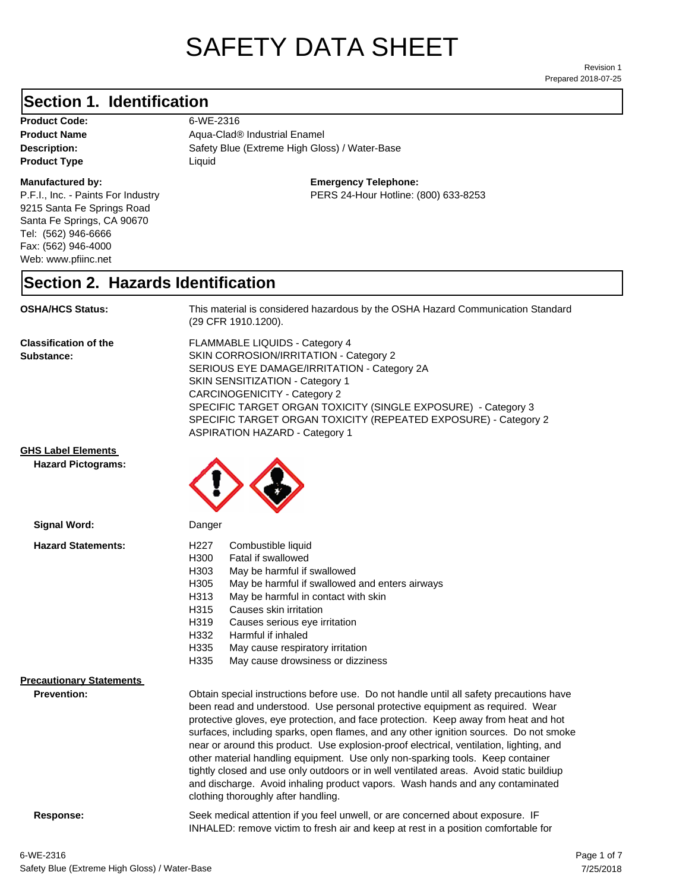# SAFETY DATA SHEET

Revision 1
Prepared 2018-07-25

## Section 1. Identification

**Product Code:** 6-WE-2316
**Product Name** Aqua-Clad® Industrial Enamel
**Description:** Safety Blue (Extreme High Gloss) / Water-Base
**Product Type** Liquid

**Manufactured by:**
P.F.I., Inc. - Paints For Industry
9215 Santa Fe Springs Road
Santa Fe Springs, CA 90670
Tel: (562) 946-6666
Fax: (562) 946-4000
Web: www.pfiinc.net

**Emergency Telephone:**
PERS 24-Hour Hotline: (800) 633-8253

## Section 2. Hazards Identification

**OSHA/HCS Status:** This material is considered hazardous by the OSHA Hazard Communication Standard (29 CFR 1910.1200).

**Classification of the Substance:**
FLAMMABLE LIQUIDS - Category 4
SKIN CORROSION/IRRITATION - Category 2
SERIOUS EYE DAMAGE/IRRITATION - Category 2A
SKIN SENSITIZATION - Category 1
CARCINOGENICITY - Category 2
SPECIFIC TARGET ORGAN TOXICITY (SINGLE EXPOSURE) - Category 3
SPECIFIC TARGET ORGAN TOXICITY (REPEATED EXPOSURE) - Category 2
ASPIRATION HAZARD - Category 1

**GHS Label Elements**

**Hazard Pictograms:**

**Signal Word:** Danger

**Hazard Statements:**

H227 Combustible liquid
H300 Fatal if swallowed
H303 May be harmful if swallowed
H305 May be harmful if swallowed and enters airways
H313 May be harmful in contact with skin
H315 Causes skin irritation
H319 Causes serious eye irritation
H332 Harmful if inhaled
H335 May cause respiratory irritation
H335 May cause drowsiness or dizziness

**Precautionary Statements**

**Prevention:** Obtain special instructions before use. Do not handle until all safety precautions have been read and understood. Use personal protective equipment as required. Wear protective gloves, eye protection, and face protection. Keep away from heat and hot surfaces, including sparks, open flames, and any other ignition sources. Do not smoke near or around this product. Use explosion-proof electrical, ventilation, lighting, and other material handling equipment. Use only non-sparking tools. Keep container tightly closed and use only outdoors or in well ventilated areas. Avoid static buildiup and discharge. Avoid inhaling product vapors. Wash hands and any contaminated clothing thoroughly after handling.

**Response:** Seek medical attention if you feel unwell, or are concerned about exposure. IF INHALED: remove victim to fresh air and keep at rest in a position comfortable for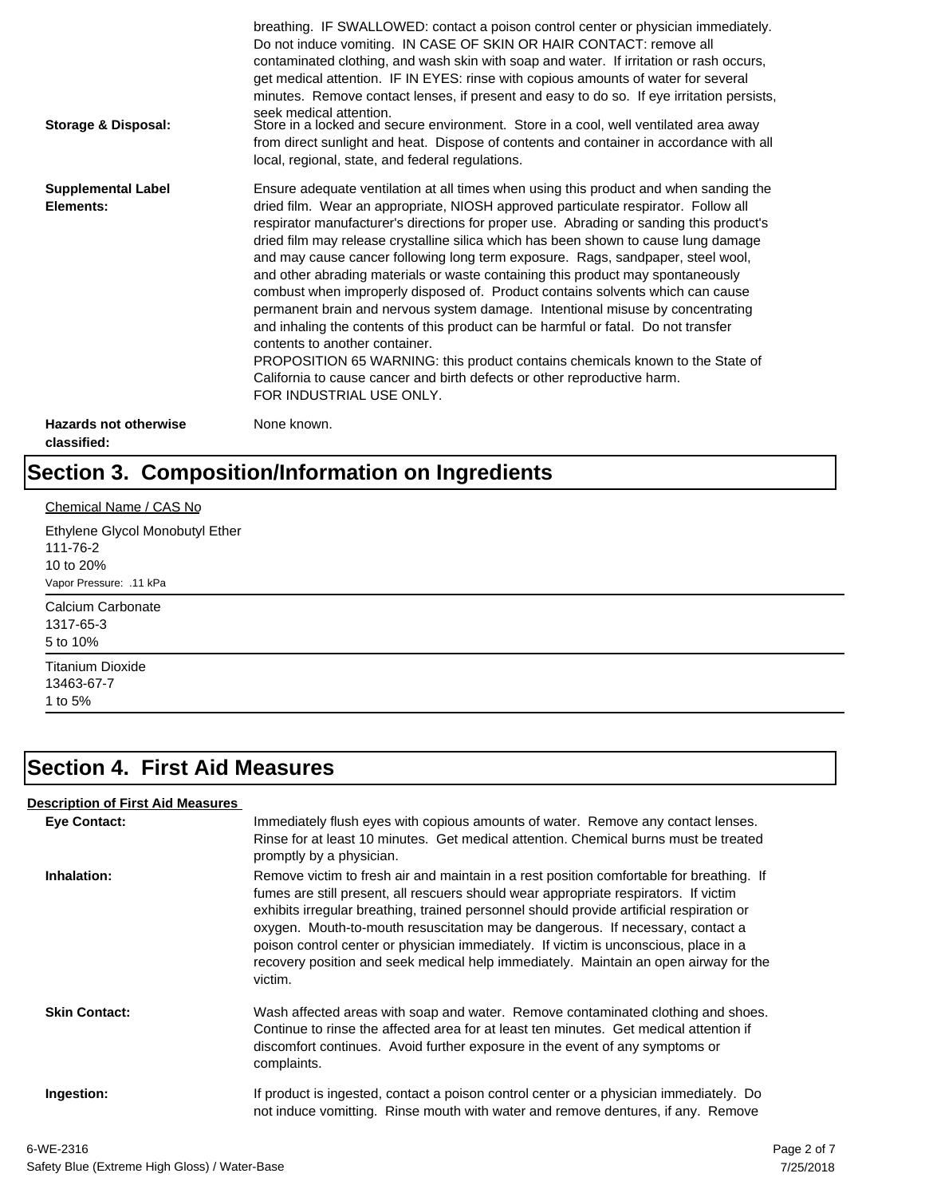| | |
|---|---|
| | breathing. IF SWALLOWED: contact a poison control center or physician immediately. Do not induce vomiting. IN CASE OF SKIN OR HAIR CONTACT: remove all contaminated clothing, and wash skin with soap and water. If irritation or rash occurs, get medical attention. IF IN EYES: rinse with copious amounts of water for several minutes. Remove contact lenses, if present and easy to do so. If eye irritation persists, seek medical attention. |
| **Storage & Disposal:** | Store in a locked and secure environment. Store in a cool, well ventilated area away from direct sunlight and heat. Dispose of contents and container in accordance with all local, regional, state, and federal regulations. |
| **Supplemental Label Elements:** | Ensure adequate ventilation at all times when using this product and when sanding the dried film. Wear an appropriate, NIOSH approved particulate respirator. Follow all respirator manufacturer's directions for proper use. Abrading or sanding this product's dried film may release crystalline silica which has been shown to cause lung damage and may cause cancer following long term exposure. Rags, sandpaper, steel wool, and other abrading materials or waste containing this product may spontaneously combust when improperly disposed of. Product contains solvents which can cause permanent brain and nervous system damage. Intentional misuse by concentrating and inhaling the contents of this product can be harmful or fatal. Do not transfer contents to another container.<br>PROPOSITION 65 WARNING: this product contains chemicals known to the State of California to cause cancer and birth defects or other reproductive harm.<br>FOR INDUSTRIAL USE ONLY. |
| **Hazards not otherwise classified:** | None known. |

# Section 3. Composition/Information on Ingredients

Chemical Name / CAS No

Ethylene Glycol Monobutyl Ether
111-76-2
10 to 20%
Vapor Pressure: .11 kPa

---

Calcium Carbonate
1317-65-3
5 to 10%

---

Titanium Dioxide
13463-67-7
1 to 5%

---

# Section 4. First Aid Measures

**Description of First Aid Measures**

| | |
|---|---|
| **Eye Contact:** | Immediately flush eyes with copious amounts of water. Remove any contact lenses. Rinse for at least 10 minutes. Get medical attention. Chemical burns must be treated promptly by a physician. |
| **Inhalation:** | Remove victim to fresh air and maintain in a rest position comfortable for breathing. If fumes are still present, all rescuers should wear appropriate respirators. If victim exhibits irregular breathing, trained personnel should provide artificial respiration or oxygen. Mouth-to-mouth resuscitation may be dangerous. If necessary, contact a poison control center or physician immediately. If victim is unconscious, place in a recovery position and seek medical help immediately. Maintain an open airway for the victim. |
| **Skin Contact:** | Wash affected areas with soap and water. Remove contaminated clothing and shoes. Continue to rinse the affected area for at least ten minutes. Get medical attention if discomfort continues. Avoid further exposure in the event of any symptoms or complaints. |
| **Ingestion:** | If product is ingested, contact a poison control center or a physician immediately. Do not induce vomitting. Rinse mouth with water and remove dentures, if any. Remove |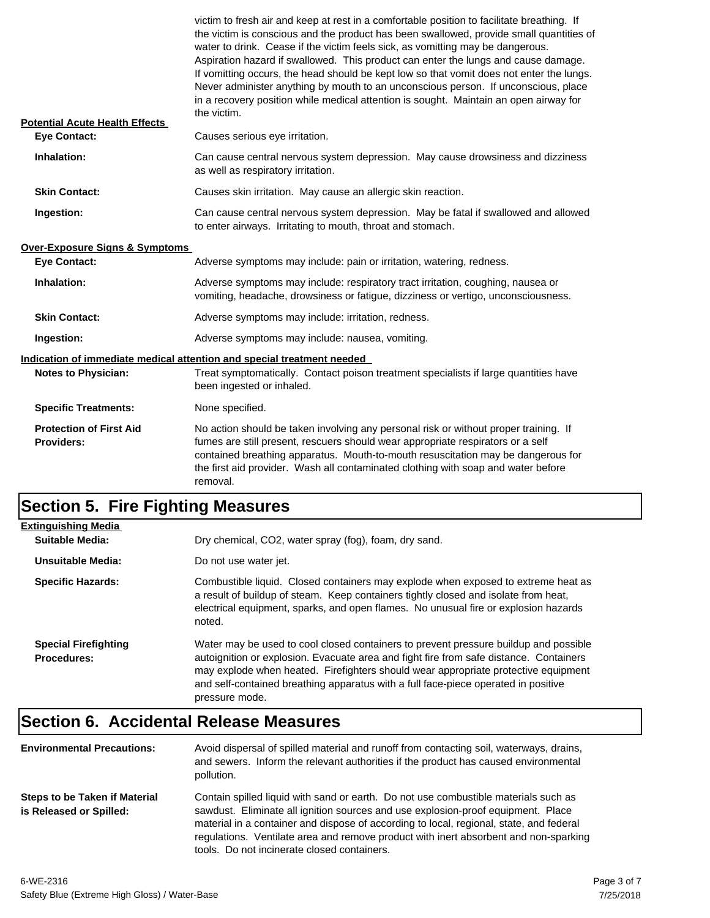victim to fresh air and keep at rest in a comfortable position to facilitate breathing. If the victim is conscious and the product has been swallowed, provide small quantities of water to drink. Cease if the victim feels sick, as vomitting may be dangerous. Aspiration hazard if swallowed. This product can enter the lungs and cause damage. If vomitting occurs, the head should be kept low so that vomit does not enter the lungs. Never administer anything by mouth to an unconscious person. If unconscious, place in a recovery position while medical attention is sought. Maintain an open airway for the victim.

**Potential Acute Health Effects**

**Eye Contact:** Causes serious eye irritation.

**Inhalation:** Can cause central nervous system depression. May cause drowsiness and dizziness as well as respiratory irritation.

**Skin Contact:** Causes skin irritation. May cause an allergic skin reaction.

**Ingestion:** Can cause central nervous system depression. May be fatal if swallowed and allowed to enter airways. Irritating to mouth, throat and stomach.

**Over-Exposure Signs & Symptoms**

**Eye Contact:** Adverse symptoms may include: pain or irritation, watering, redness.

**Inhalation:** Adverse symptoms may include: respiratory tract irritation, coughing, nausea or vomiting, headache, drowsiness or fatigue, dizziness or vertigo, unconsciousness.

**Skin Contact:** Adverse symptoms may include: irritation, redness.

**Ingestion:** Adverse symptoms may include: nausea, vomiting.

**Indication of immediate medical attention and special treatment needed**

**Notes to Physician:** Treat symptomatically. Contact poison treatment specialists if large quantities have been ingested or inhaled.

**Specific Treatments:** None specified.

**Protection of First Aid Providers:** No action should be taken involving any personal risk or without proper training. If fumes are still present, rescuers should wear appropriate respirators or a self contained breathing apparatus. Mouth-to-mouth resuscitation may be dangerous for the first aid provider. Wash all contaminated clothing with soap and water before removal.

## Section 5. Fire Fighting Measures

**Extinguishing Media**

**Suitable Media:** Dry chemical, CO2, water spray (fog), foam, dry sand.

**Unsuitable Media:** Do not use water jet.

**Specific Hazards:** Combustible liquid. Closed containers may explode when exposed to extreme heat as a result of buildup of steam. Keep containers tightly closed and isolate from heat, electrical equipment, sparks, and open flames. No unusual fire or explosion hazards noted.

**Special Firefighting Procedures:** Water may be used to cool closed containers to prevent pressure buildup and possible autoignition or explosion. Evacuate area and fight fire from safe distance. Containers may explode when heated. Firefighters should wear appropriate protective equipment and self-contained breathing apparatus with a full face-piece operated in positive pressure mode.

## Section 6. Accidental Release Measures

**Environmental Precautions:** Avoid dispersal of spilled material and runoff from contacting soil, waterways, drains, and sewers. Inform the relevant authorities if the product has caused environmental pollution.

**Steps to be Taken if Material is Released or Spilled:** Contain spilled liquid with sand or earth. Do not use combustible materials such as sawdust. Eliminate all ignition sources and use explosion-proof equipment. Place material in a container and dispose of according to local, regional, state, and federal regulations. Ventilate area and remove product with inert absorbent and non-sparking tools. Do not incinerate closed containers.

6-WE-2316
Safety Blue (Extreme High Gloss) / Water-Base
7/25/2018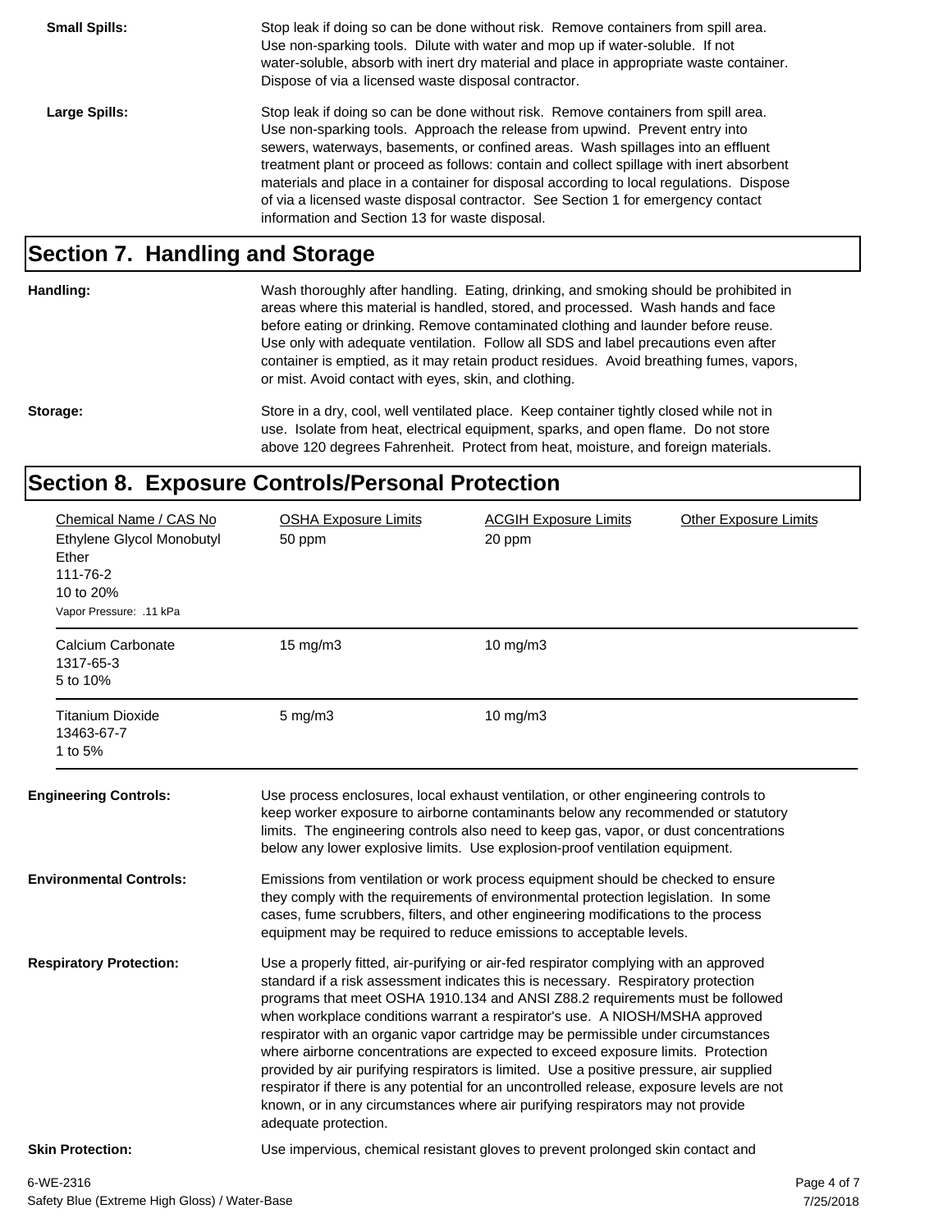**Small Spills:** Stop leak if doing so can be done without risk. Remove containers from spill area. Use non-sparking tools. Dilute with water and mop up if water-soluble. If not water-soluble, absorb with inert dry material and place in appropriate waste container. Dispose of via a licensed waste disposal contractor.

**Large Spills:** Stop leak if doing so can be done without risk. Remove containers from spill area. Use non-sparking tools. Approach the release from upwind. Prevent entry into sewers, waterways, basements, or confined areas. Wash spillages into an effluent treatment plant or proceed as follows: contain and collect spillage with inert absorbent materials and place in a container for disposal according to local regulations. Dispose of via a licensed waste disposal contractor. See Section 1 for emergency contact information and Section 13 for waste disposal.

## Section 7. Handling and Storage

**Handling:** Wash thoroughly after handling. Eating, drinking, and smoking should be prohibited in areas where this material is handled, stored, and processed. Wash hands and face before eating or drinking. Remove contaminated clothing and launder before reuse. Use only with adequate ventilation. Follow all SDS and label precautions even after container is emptied, as it may retain product residues. Avoid breathing fumes, vapors, or mist. Avoid contact with eyes, skin, and clothing.

**Storage:** Store in a dry, cool, well ventilated place. Keep container tightly closed while not in use. Isolate from heat, electrical equipment, sparks, and open flame. Do not store above 120 degrees Fahrenheit. Protect from heat, moisture, and foreign materials.

## Section 8. Exposure Controls/Personal Protection

| Chemical Name / CAS No | OSHA Exposure Limits | ACGIH Exposure Limits | Other Exposure Limits |
|---|---|---|---|
| Ethylene Glycol Monobutyl Ether<br>111-76-2<br>10 to 20%<br>Vapor Pressure: .11 kPa | 50 ppm | 20 ppm | |
| Calcium Carbonate<br>1317-65-3<br>5 to 10% | 15 mg/m3 | 10 mg/m3 | |
| Titanium Dioxide<br>13463-67-7<br>1 to 5% | 5 mg/m3 | 10 mg/m3 | |

**Engineering Controls:** Use process enclosures, local exhaust ventilation, or other engineering controls to keep worker exposure to airborne contaminants below any recommended or statutory limits. The engineering controls also need to keep gas, vapor, or dust concentrations below any lower explosive limits. Use explosion-proof ventilation equipment.

**Environmental Controls:** Emissions from ventilation or work process equipment should be checked to ensure they comply with the requirements of environmental protection legislation. In some cases, fume scrubbers, filters, and other engineering modifications to the process equipment may be required to reduce emissions to acceptable levels.

**Respiratory Protection:** Use a properly fitted, air-purifying or air-fed respirator complying with an approved standard if a risk assessment indicates this is necessary. Respiratory protection programs that meet OSHA 1910.134 and ANSI Z88.2 requirements must be followed when workplace conditions warrant a respirator's use. A NIOSH/MSHA approved respirator with an organic vapor cartridge may be permissible under circumstances where airborne concentrations are expected to exceed exposure limits. Protection provided by air purifying respirators is limited. Use a positive pressure, air supplied respirator if there is any potential for an uncontrolled release, exposure levels are not known, or in any circumstances where air purifying respirators may not provide adequate protection.

**Skin Protection:** Use impervious, chemical resistant gloves to prevent prolonged skin contact and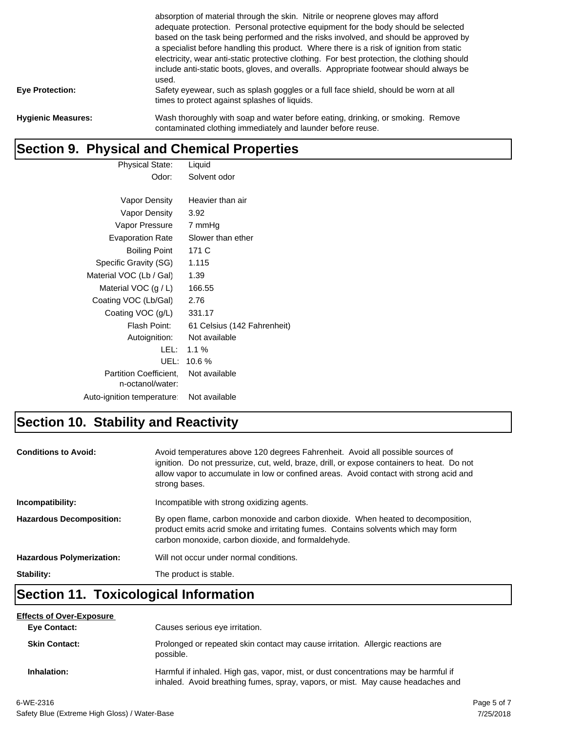absorption of material through the skin. Nitrile or neoprene gloves may afford adequate protection. Personal protective equipment for the body should be selected based on the task being performed and the risks involved, and should be approved by a specialist before handling this product. Where there is a risk of ignition from static electricity, wear anti-static protective clothing. For best protection, the clothing should include anti-static boots, gloves, and overalls. Appropriate footwear should always be used.

**Eye Protection:** Safety eyewear, such as splash goggles or a full face shield, should be worn at all times to protect against splashes of liquids.

**Hygienic Measures:** Wash thoroughly with soap and water before eating, drinking, or smoking. Remove contaminated clothing immediately and launder before reuse.

## Section 9. Physical and Chemical Properties

| Property | Value |
|---|---|
| Physical State: | Liquid |
| Odor: | Solvent odor |
| Vapor Density | Heavier than air |
| Vapor Density | 3.92 |
| Vapor Pressure | 7 mmHg |
| Evaporation Rate | Slower than ether |
| Boiling Point | 171 C |
| Specific Gravity (SG) | 1.115 |
| Material VOC (Lb / Gal) | 1.39 |
| Material VOC (g / L) | 166.55 |
| Coating VOC (Lb/Gal) | 2.76 |
| Coating VOC (g/L) | 331.17 |
| Flash Point: | 61 Celsius (142 Fahrenheit) |
| Autoignition: | Not available |
| LEL: | 1.1 % |
| UEL: | 10.6 % |
| Partition Coefficient, n-octanol/water: | Not available |
| Auto-ignition temperature: | Not available |

## Section 10. Stability and Reactivity

**Conditions to Avoid:** Avoid temperatures above 120 degrees Fahrenheit. Avoid all possible sources of ignition. Do not pressurize, cut, weld, braze, drill, or expose containers to heat. Do not allow vapor to accumulate in low or confined areas. Avoid contact with strong acid and strong bases.

**Incompatibility:** Incompatible with strong oxidizing agents.

**Hazardous Decomposition:** By open flame, carbon monoxide and carbon dioxide. When heated to decomposition, product emits acrid smoke and irritating fumes. Contains solvents which may form carbon monoxide, carbon dioxide, and formaldehyde.

**Hazardous Polymerization:** Will not occur under normal conditions.

**Stability:** The product is stable.

## Section 11. Toxicological Information

**Effects of Over-Exposure**

**Eye Contact:** Causes serious eye irritation.

**Skin Contact:** Prolonged or repeated skin contact may cause irritation. Allergic reactions are possible.

**Inhalation:** Harmful if inhaled. High gas, vapor, mist, or dust concentrations may be harmful if inhaled. Avoid breathing fumes, spray, vapors, or mist. May cause headaches and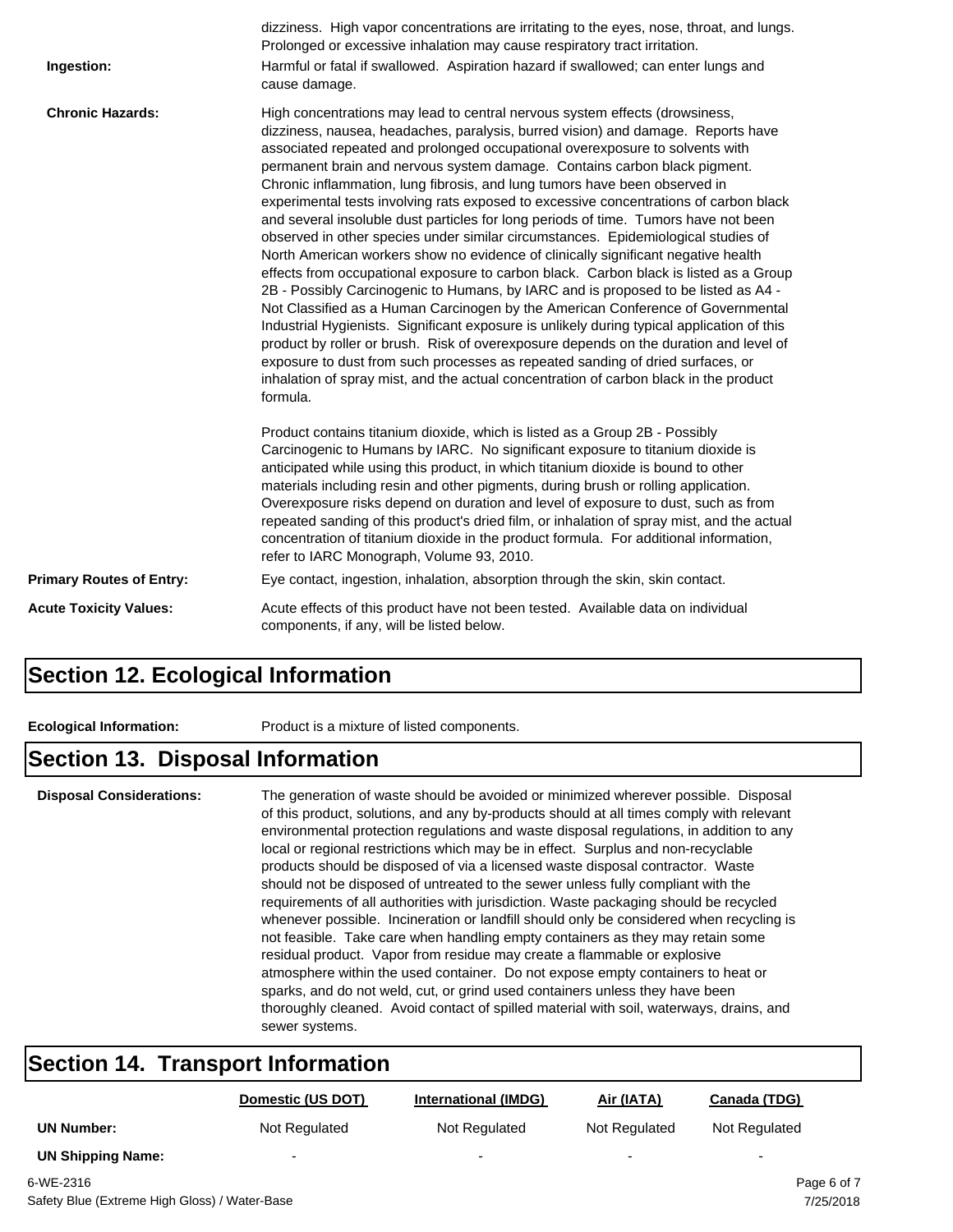dizziness. High vapor concentrations are irritating to the eyes, nose, throat, and lungs. Prolonged or excessive inhalation may cause respiratory tract irritation.

**Ingestion:** Harmful or fatal if swallowed. Aspiration hazard if swallowed; can enter lungs and cause damage.

**Chronic Hazards:** High concentrations may lead to central nervous system effects (drowsiness, dizziness, nausea, headaches, paralysis, burred vision) and damage. Reports have associated repeated and prolonged occupational overexposure to solvents with permanent brain and nervous system damage. Contains carbon black pigment. Chronic inflammation, lung fibrosis, and lung tumors have been observed in experimental tests involving rats exposed to excessive concentrations of carbon black and several insoluble dust particles for long periods of time. Tumors have not been observed in other species under similar circumstances. Epidemiological studies of North American workers show no evidence of clinically significant negative health effects from occupational exposure to carbon black. Carbon black is listed as a Group 2B - Possibly Carcinogenic to Humans, by IARC and is proposed to be listed as A4 - Not Classified as a Human Carcinogen by the American Conference of Governmental Industrial Hygienists. Significant exposure is unlikely during typical application of this product by roller or brush. Risk of overexposure depends on the duration and level of exposure to dust from such processes as repeated sanding of dried surfaces, or inhalation of spray mist, and the actual concentration of carbon black in the product formula.

Product contains titanium dioxide, which is listed as a Group 2B - Possibly Carcinogenic to Humans by IARC. No significant exposure to titanium dioxide is anticipated while using this product, in which titanium dioxide is bound to other materials including resin and other pigments, during brush or rolling application. Overexposure risks depend on duration and level of exposure to dust, such as from repeated sanding of this product's dried film, or inhalation of spray mist, and the actual concentration of titanium dioxide in the product formula. For additional information, refer to IARC Monograph, Volume 93, 2010.

**Primary Routes of Entry:** Eye contact, ingestion, inhalation, absorption through the skin, skin contact.

**Acute Toxicity Values:** Acute effects of this product have not been tested. Available data on individual components, if any, will be listed below.

## Section 12. Ecological Information

**Ecological Information:** Product is a mixture of listed components.

## Section 13. Disposal Information

**Disposal Considerations:** The generation of waste should be avoided or minimized wherever possible. Disposal of this product, solutions, and any by-products should at all times comply with relevant environmental protection regulations and waste disposal regulations, in addition to any local or regional restrictions which may be in effect. Surplus and non-recyclable products should be disposed of via a licensed waste disposal contractor. Waste should not be disposed of untreated to the sewer unless fully compliant with the requirements of all authorities with jurisdiction. Waste packaging should be recycled whenever possible. Incineration or landfill should only be considered when recycling is not feasible. Take care when handling empty containers as they may retain some residual product. Vapor from residue may create a flammable or explosive atmosphere within the used container. Do not expose empty containers to heat or sparks, and do not weld, cut, or grind used containers unless they have been thoroughly cleaned. Avoid contact of spilled material with soil, waterways, drains, and sewer systems.

## Section 14. Transport Information

| | Domestic (US DOT) | International (IMDG) | Air (IATA) | Canada (TDG) |
|---|---|---|---|---|
| **UN Number:** | Not Regulated | Not Regulated | Not Regulated | Not Regulated |
| **UN Shipping Name:** | - | - | - | - |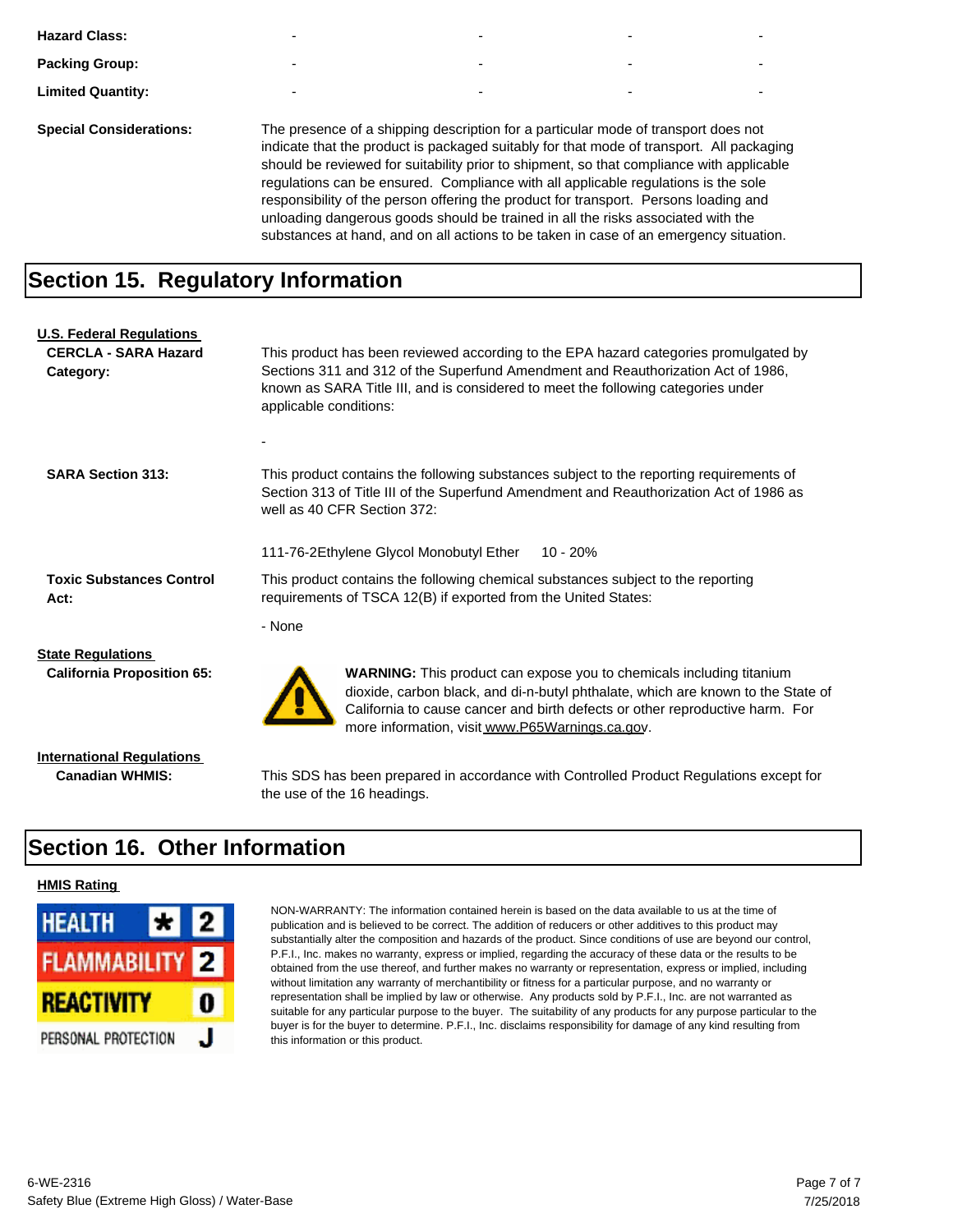| | | | | |
|---|---|---|---|---|
| **Hazard Class:** | - | - | - | - |
| **Packing Group:** | - | - | - | - |
| **Limited Quantity:** | - | - | - | - |

**Special Considerations:** The presence of a shipping description for a particular mode of transport does not indicate that the product is packaged suitably for that mode of transport. All packaging should be reviewed for suitability prior to shipment, so that compliance with applicable regulations can be ensured. Compliance with all applicable regulations is the sole responsibility of the person offering the product for transport. Persons loading and unloading dangerous goods should be trained in all the risks associated with the substances at hand, and on all actions to be taken in case of an emergency situation.

## Section 15. Regulatory Information

**U.S. Federal Regulations**

**CERCLA - SARA Hazard Category:** This product has been reviewed according to the EPA hazard categories promulgated by Sections 311 and 312 of the Superfund Amendment and Reauthorization Act of 1986, known as SARA Title III, and is considered to meet the following categories under applicable conditions:

-

**SARA Section 313:** This product contains the following substances subject to the reporting requirements of Section 313 of Title III of the Superfund Amendment and Reauthorization Act of 1986 as well as 40 CFR Section 372:

111-76-2Ethylene Glycol Monobutyl Ether 10 - 20%

**Toxic Substances Control Act:** This product contains the following chemical substances subject to the reporting requirements of TSCA 12(B) if exported from the United States:

- None

**State Regulations**

**California Proposition 65:** **WARNING:** This product can expose you to chemicals including titanium dioxide, carbon black, and di-n-butyl phthalate, which are known to the State of California to cause cancer and birth defects or other reproductive harm. For more information, visit www.P65Warnings.ca.gov.

**International Regulations**

**Canadian WHMIS:** This SDS has been prepared in accordance with Controlled Product Regulations except for the use of the 16 headings.

## Section 16. Other Information

**HMIS Rating**

| | | |
|---|---|---|
| HEALTH | * | 2 |
| FLAMMABILITY | | 2 |
| REACTIVITY | | 0 |
| PERSONAL PROTECTION | | J |

NON-WARRANTY: The information contained herein is based on the data available to us at the time of publication and is believed to be correct. The addition of reducers or other additives to this product may substantially alter the composition and hazards of the product. Since conditions of use are beyond our control, P.F.I., Inc. makes no warranty, express or implied, regarding the accuracy of these data or the results to be obtained from the use thereof, and further makes no warranty or representation, express or implied, including without limitation any warranty of merchantability or fitness for a particular purpose, and no warranty or representation shall be implied by law or otherwise. Any products sold by P.F.I., Inc. are not warranted as suitable for any particular purpose to the buyer. The suitability of any products for any purpose particular to the buyer is for the buyer to determine. P.F.I., Inc. disclaims responsibility for damage of any kind resulting from this information or this product.